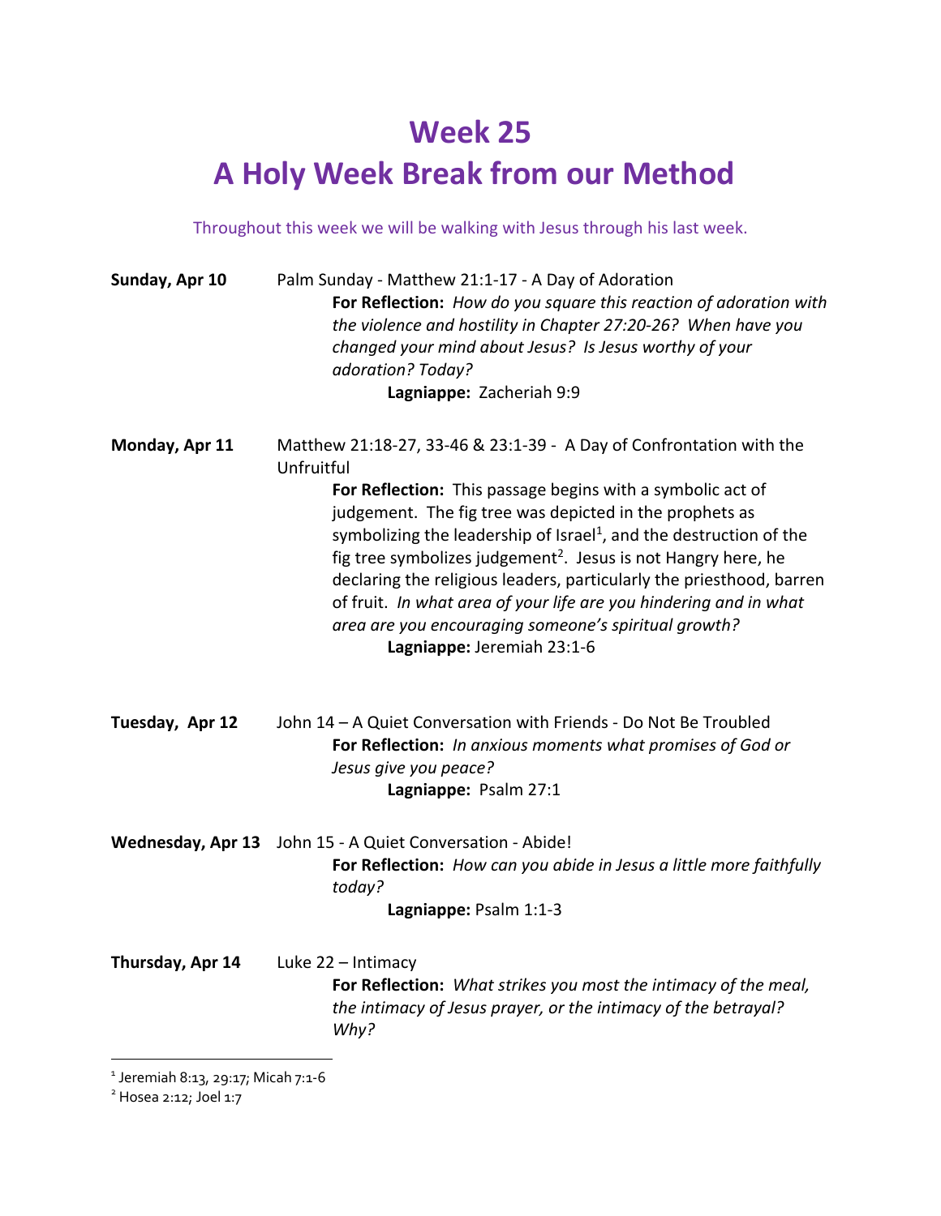# Week 25
# A Holy Week Break from our Method

Throughout this week we will be walking with Jesus through his last week.

**Sunday, Apr 10** Palm Sunday - Matthew 21:1-17 - A Day of Adoration

**For Reflection:** *How do you square this reaction of adoration with the violence and hostility in Chapter 27:20-26? When have you changed your mind about Jesus? Is Jesus worthy of your adoration? Today?*

**Lagniappe:** Zacheriah 9:9

**Monday, Apr 11** Matthew 21:18-27, 33-46 & 23:1-39 - A Day of Confrontation with the Unfruitful

**For Reflection:** This passage begins with a symbolic act of judgement. The fig tree was depicted in the prophets as symbolizing the leadership of Israel[1], and the destruction of the fig tree symbolizes judgement[2]. Jesus is not Hangry here, he declaring the religious leaders, particularly the priesthood, barren of fruit. *In what area of your life are you hindering and in what area are you encouraging someone's spiritual growth?*

**Lagniappe:** Jeremiah 23:1-6

**Tuesday, Apr 12** John 14 – A Quiet Conversation with Friends - Do Not Be Troubled

**For Reflection:** *In anxious moments what promises of God or Jesus give you peace?*

**Lagniappe:** Psalm 27:1

**Wednesday, Apr 13** John 15 - A Quiet Conversation - Abide!

**For Reflection:** *How can you abide in Jesus a little more faithfully today?*

**Lagniappe:** Psalm 1:1-3

**Thursday, Apr 14** Luke 22 – Intimacy

**For Reflection:** *What strikes you most the intimacy of the meal, the intimacy of Jesus prayer, or the intimacy of the betrayal? Why?*

---

[1] Jeremiah 8:13, 29:17; Micah 7:1-6

[2] Hosea 2:12; Joel 1:7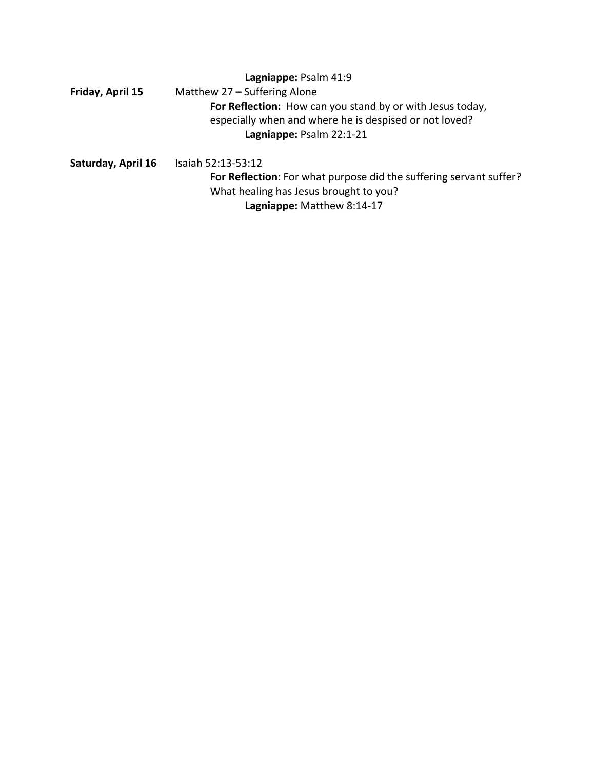**Lagniappe:** Psalm 41:9

**Friday, April 15** Matthew 27 **–** Suffering Alone

**For Reflection:** How can you stand by or with Jesus today, especially when and where he is despised or not loved?

**Lagniappe:** Psalm 22:1-21

**Saturday, April 16** Isaiah 52:13-53:12

**For Reflection**: For what purpose did the suffering servant suffer? What healing has Jesus brought to you?

**Lagniappe:** Matthew 8:14-17